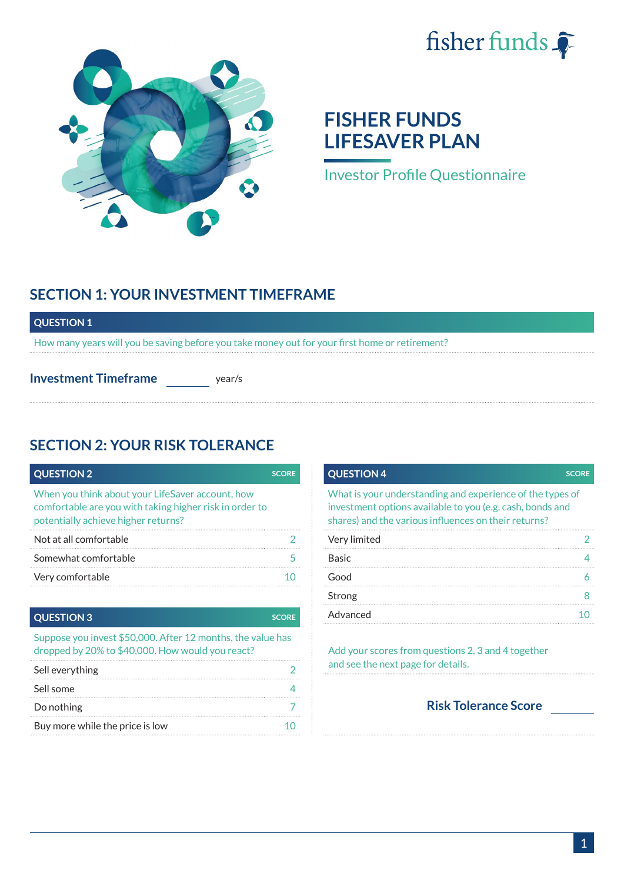fisher funds

# FISHER FUNDS LIFESAVER PLAN

Investor Profile Questionnaire

## SECTION 1: YOUR INVESTMENT TIMEFRAME

### QUESTION 1

How many years will you be saving before you take money out for your first home or retirement?

**Investment Timeframe** ________ year/s

## SECTION 2: YOUR RISK TOLERANCE

### QUESTION 2

When you think about your LifeSaver account, how comfortable are you with taking higher risk in order to potentially achieve higher returns?

| | SCORE |
|---|---|
| Not at all comfortable | 2 |
| Somewhat comfortable | 5 |
| Very comfortable | 10 |

### QUESTION 3

Suppose you invest $50,000. After 12 months, the value has dropped by 20% to $40,000. How would you react?

| | SCORE |
|---|---|
| Sell everything | 2 |
| Sell some | 4 |
| Do nothing | 7 |
| Buy more while the price is low | 10 |

### QUESTION 4

What is your understanding and experience of the types of investment options available to you (e.g. cash, bonds and shares) and the various influences on their returns?

| | SCORE |
|---|---|
| Very limited | 2 |
| Basic | 4 |
| Good | 6 |
| Strong | 8 |
| Advanced | 10 |

Add your scores from questions 2, 3 and 4 together and see the next page for details.

**Risk Tolerance Score** ________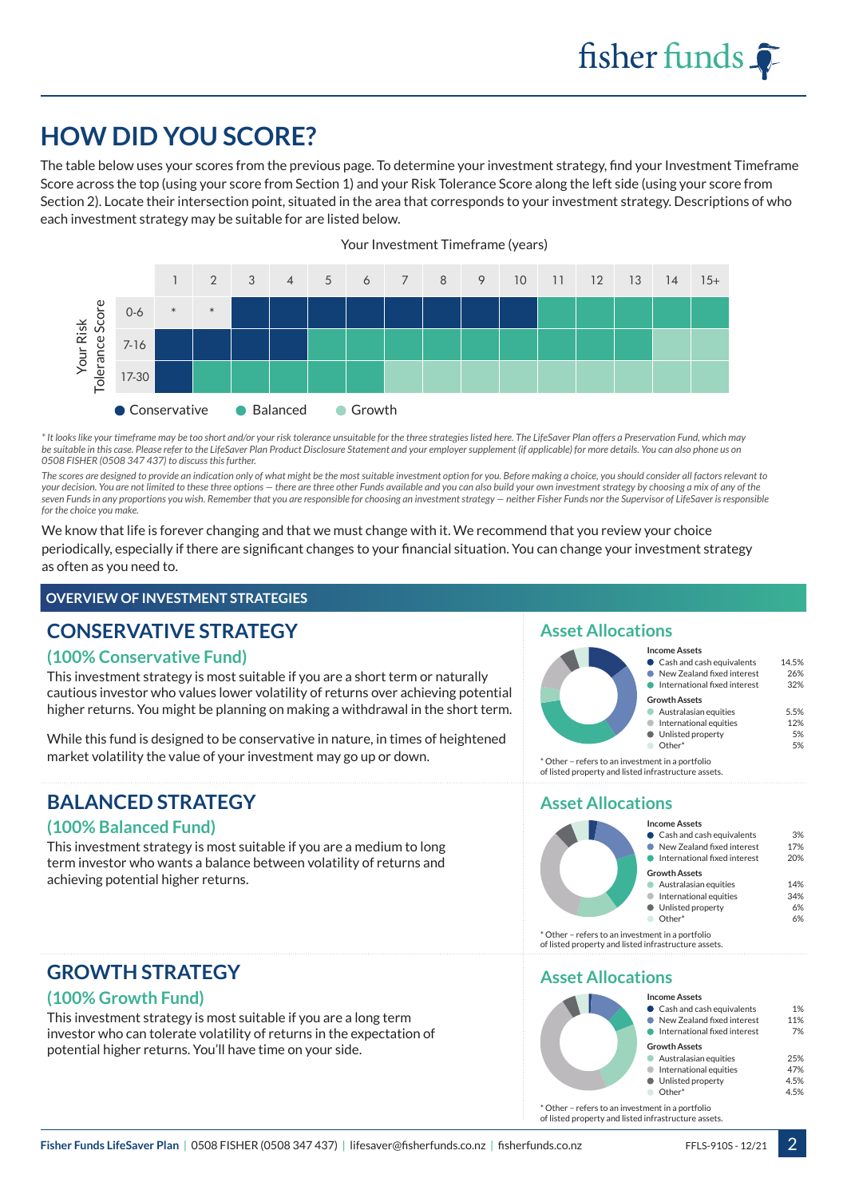# HOW DID YOU SCORE?

The table below uses your scores from the previous page. To determine your investment strategy, find your Investment Timeframe Score across the top (using your score from Section 1) and your Risk Tolerance Score along the left side (using your score from Section 2). Locate their intersection point, situated in the area that corresponds to your investment strategy. Descriptions of who each investment strategy may be suitable for are listed below.

Your Investment Timeframe (years)

| Your Risk Tolerance Score | 1 | 2 | 3 | 4 | 5 | 6 | 7 | 8 | 9 | 10 | 11 | 12 | 13 | 14 | 15+ |
|---|---|---|---|---|---|---|---|---|---|---|---|---|---|---|---|
| 0-6 | * | * | Conservative | Conservative | Conservative | Conservative | Conservative | Conservative | Conservative | Conservative | Balanced | Balanced | Balanced | Balanced | Balanced |
| 7-16 | Conservative | Conservative | Conservative | Conservative | Balanced | Balanced | Balanced | Balanced | Balanced | Balanced | Balanced | Balanced | Balanced | Growth | Growth |
| 17-30 | Conservative | Balanced | Balanced | Balanced | Balanced | Balanced | Growth | Growth | Growth | Growth | Growth | Growth | Growth | Growth | Growth |

● Conservative ● Balanced ● Growth

*\* It looks like your timeframe may be too short and/or your risk tolerance unsuitable for the three strategies listed here. The LifeSaver Plan offers a Preservation Fund, which may be suitable in this case. Please refer to the LifeSaver Plan Product Disclosure Statement and your employer supplement (if applicable) for more details. You can also phone us on 0508 FISHER (0508 347 437) to discuss this further.*

*The scores are designed to provide an indication only of what might be the most suitable investment option for you. Before making a choice, you should consider all factors relevant to your decision. You are not limited to these three options — there are three other Funds available and you can also build your own investment strategy by choosing a mix of any of the seven Funds in any proportions you wish. Remember that you are responsible for choosing an investment strategy — neither Fisher Funds nor the Supervisor of LifeSaver is responsible for the choice you make.*

We know that life is forever changing and that we must change with it. We recommend that you review your choice periodically, especially if there are significant changes to your financial situation. You can change your investment strategy as often as you need to.

## OVERVIEW OF INVESTMENT STRATEGIES

### CONSERVATIVE STRATEGY

#### (100% Conservative Fund)

This investment strategy is most suitable if you are a short term or naturally cautious investor who values lower volatility of returns over achieving potential higher returns. You might be planning on making a withdrawal in the short term.

While this fund is designed to be conservative in nature, in times of heightened market volatility the value of your investment may go up or down.

#### Asset Allocations

**Income Assets**
- Cash and cash equivalents 14.5%
- New Zealand fixed interest 26%
- International fixed interest 32%

**Growth Assets**
- Australasian equities 5.5%
- International equities 12%
- Unlisted property 5%
- Other* 5%

\* Other – refers to an investment in a portfolio of listed property and listed infrastructure assets.

### BALANCED STRATEGY

#### (100% Balanced Fund)

This investment strategy is most suitable if you are a medium to long term investor who wants a balance between volatility of returns and achieving potential higher returns.

#### Asset Allocations

**Income Assets**
- Cash and cash equivalents 3%
- New Zealand fixed interest 17%
- International fixed interest 20%

**Growth Assets**
- Australasian equities 14%
- International equities 34%
- Unlisted property 6%
- Other* 6%

\* Other – refers to an investment in a portfolio of listed property and listed infrastructure assets.

### GROWTH STRATEGY

#### (100% Growth Fund)

This investment strategy is most suitable if you are a long term investor who can tolerate volatility of returns in the expectation of potential higher returns. You'll have time on your side.

#### Asset Allocations

**Income Assets**
- Cash and cash equivalents 1%
- New Zealand fixed interest 11%
- International fixed interest 7%

**Growth Assets**
- Australasian equities 25%
- International equities 47%
- Unlisted property 4.5%
- Other* 4.5%

\* Other – refers to an investment in a portfolio of listed property and listed infrastructure assets.

**Fisher Funds LifeSaver Plan** | 0508 FISHER (0508 347 437) | lifesaver@fisherfunds.co.nz | fisherfunds.co.nz

FFLS-910S - 12/21